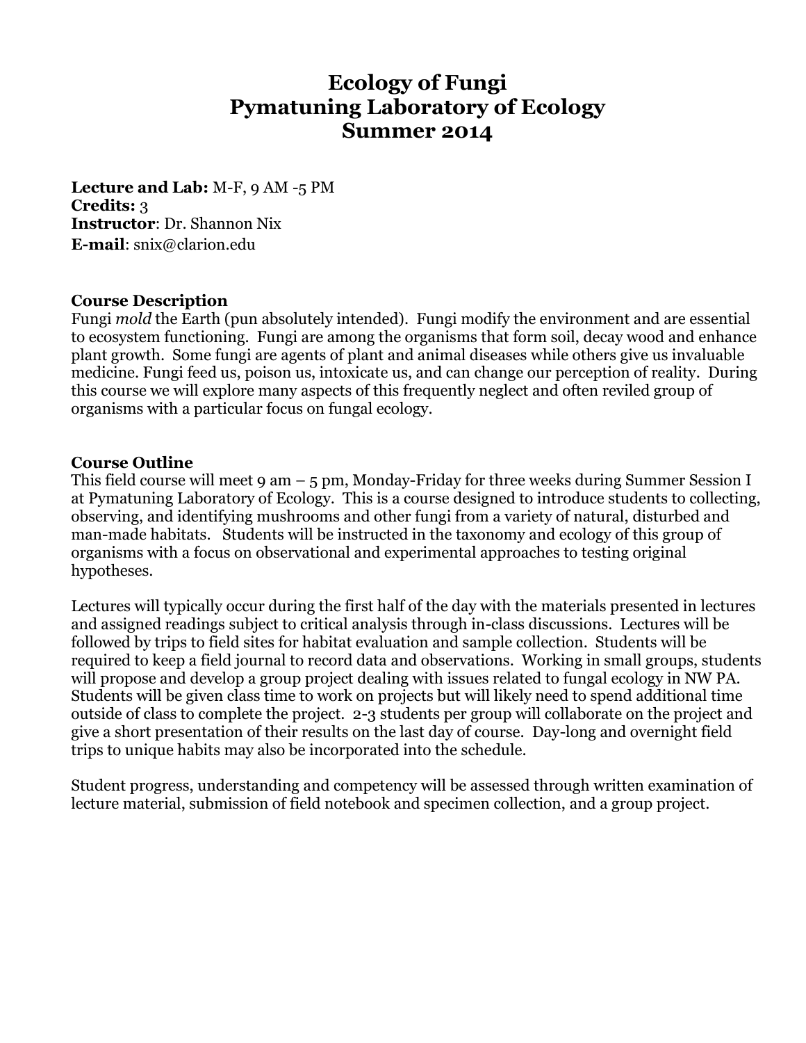# Ecology of Fungi
# Pymatuning Laboratory of Ecology
# Summer 2014

**Lecture and Lab:** M-F, 9 AM -5 PM
**Credits:** 3
**Instructor**: Dr. Shannon Nix
**E-mail**: snix@clarion.edu

## Course Description

Fungi *mold* the Earth (pun absolutely intended). Fungi modify the environment and are essential to ecosystem functioning. Fungi are among the organisms that form soil, decay wood and enhance plant growth. Some fungi are agents of plant and animal diseases while others give us invaluable medicine. Fungi feed us, poison us, intoxicate us, and can change our perception of reality. During this course we will explore many aspects of this frequently neglect and often reviled group of organisms with a particular focus on fungal ecology.

## Course Outline

This field course will meet 9 am – 5 pm, Monday-Friday for three weeks during Summer Session I at Pymatuning Laboratory of Ecology. This is a course designed to introduce students to collecting, observing, and identifying mushrooms and other fungi from a variety of natural, disturbed and man-made habitats. Students will be instructed in the taxonomy and ecology of this group of organisms with a focus on observational and experimental approaches to testing original hypotheses.

Lectures will typically occur during the first half of the day with the materials presented in lectures and assigned readings subject to critical analysis through in-class discussions. Lectures will be followed by trips to field sites for habitat evaluation and sample collection. Students will be required to keep a field journal to record data and observations. Working in small groups, students will propose and develop a group project dealing with issues related to fungal ecology in NW PA. Students will be given class time to work on projects but will likely need to spend additional time outside of class to complete the project. 2-3 students per group will collaborate on the project and give a short presentation of their results on the last day of course. Day-long and overnight field trips to unique habits may also be incorporated into the schedule.

Student progress, understanding and competency will be assessed through written examination of lecture material, submission of field notebook and specimen collection, and a group project.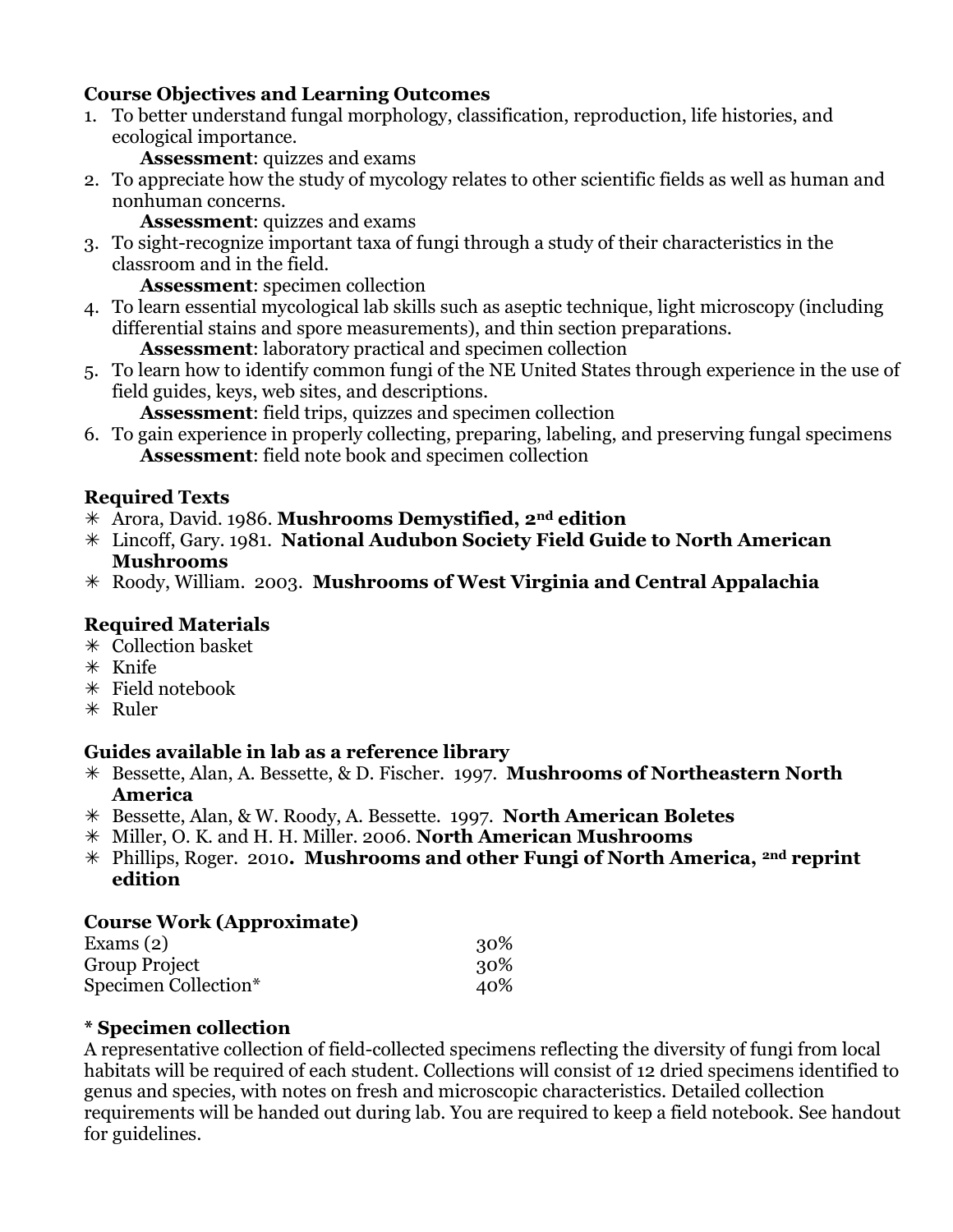**Course Objectives and Learning Outcomes**

1. To better understand fungal morphology, classification, reproduction, life histories, and ecological importance.
   **Assessment**: quizzes and exams
2. To appreciate how the study of mycology relates to other scientific fields as well as human and nonhuman concerns.
   **Assessment**: quizzes and exams
3. To sight-recognize important taxa of fungi through a study of their characteristics in the classroom and in the field.
   **Assessment**: specimen collection
4. To learn essential mycological lab skills such as aseptic technique, light microscopy (including differential stains and spore measurements), and thin section preparations.
   **Assessment**: laboratory practical and specimen collection
5. To learn how to identify common fungi of the NE United States through experience in the use of field guides, keys, web sites, and descriptions.
   **Assessment**: field trips, quizzes and specimen collection
6. To gain experience in properly collecting, preparing, labeling, and preserving fungal specimens
   **Assessment**: field note book and specimen collection

**Required Texts**

- Arora, David. 1986. **Mushrooms Demystified, 2nd edition**
- Lincoff, Gary. 1981. **National Audubon Society Field Guide to North American Mushrooms**
- Roody, William. 2003. **Mushrooms of West Virginia and Central Appalachia**

**Required Materials**

- Collection basket
- Knife
- Field notebook
- Ruler

**Guides available in lab as a reference library**

- Bessette, Alan, A. Bessette, & D. Fischer. 1997. **Mushrooms of Northeastern North America**
- Bessette, Alan, & W. Roody, A. Bessette. 1997. **North American Boletes**
- Miller, O. K. and H. H. Miller. 2006. **North American Mushrooms**
- Phillips, Roger. 2010**. Mushrooms and other Fungi of North America, 2nd reprint edition**

**Course Work (Approximate)**

| | |
|---|---|
| Exams (2) | 30% |
| Group Project | 30% |
| Specimen Collection* | 40% |

**\* Specimen collection**

A representative collection of field-collected specimens reflecting the diversity of fungi from local habitats will be required of each student. Collections will consist of 12 dried specimens identified to genus and species, with notes on fresh and microscopic characteristics. Detailed collection requirements will be handed out during lab. You are required to keep a field notebook. See handout for guidelines.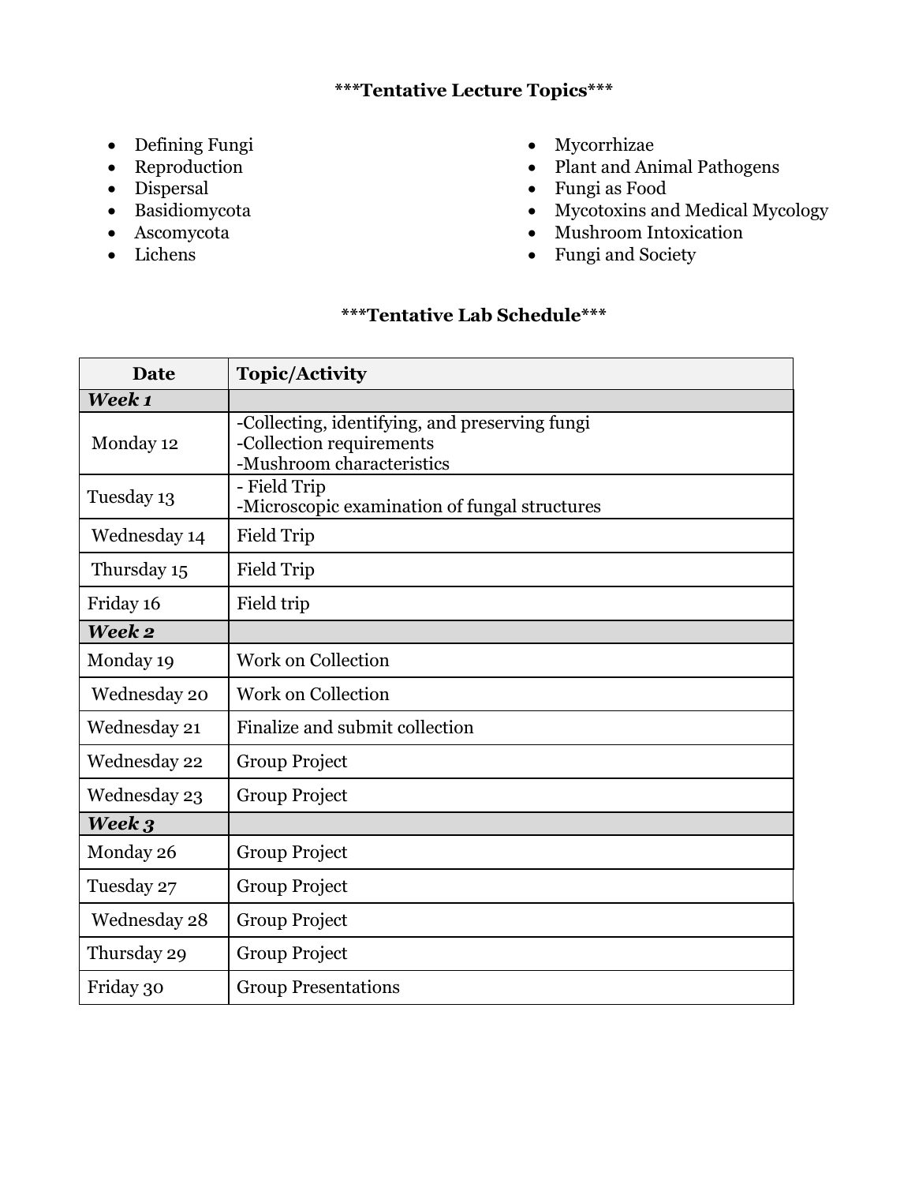**\*\*\*Tentative Lecture Topics\*\*\***

- Defining Fungi
- Reproduction
- Dispersal
- Basidiomycota
- Ascomycota
- Lichens
- Mycorrhizae
- Plant and Animal Pathogens
- Fungi as Food
- Mycotoxins and Medical Mycology
- Mushroom Intoxication
- Fungi and Society

**\*\*\*Tentative Lab Schedule\*\*\***

| Date | Topic/Activity |
|---|---|
| ***Week 1*** | |
| Monday 12 | -Collecting, identifying, and preserving fungi<br>-Collection requirements<br>-Mushroom characteristics |
| Tuesday 13 | - Field Trip<br>-Microscopic examination of fungal structures |
| Wednesday 14 | Field Trip |
| Thursday 15 | Field Trip |
| Friday 16 | Field trip |
| ***Week 2*** | |
| Monday 19 | Work on Collection |
| Wednesday 20 | Work on Collection |
| Wednesday 21 | Finalize and submit collection |
| Wednesday 22 | Group Project |
| Wednesday 23 | Group Project |
| ***Week 3*** | |
| Monday 26 | Group Project |
| Tuesday 27 | Group Project |
| Wednesday 28 | Group Project |
| Thursday 29 | Group Project |
| Friday 30 | Group Presentations |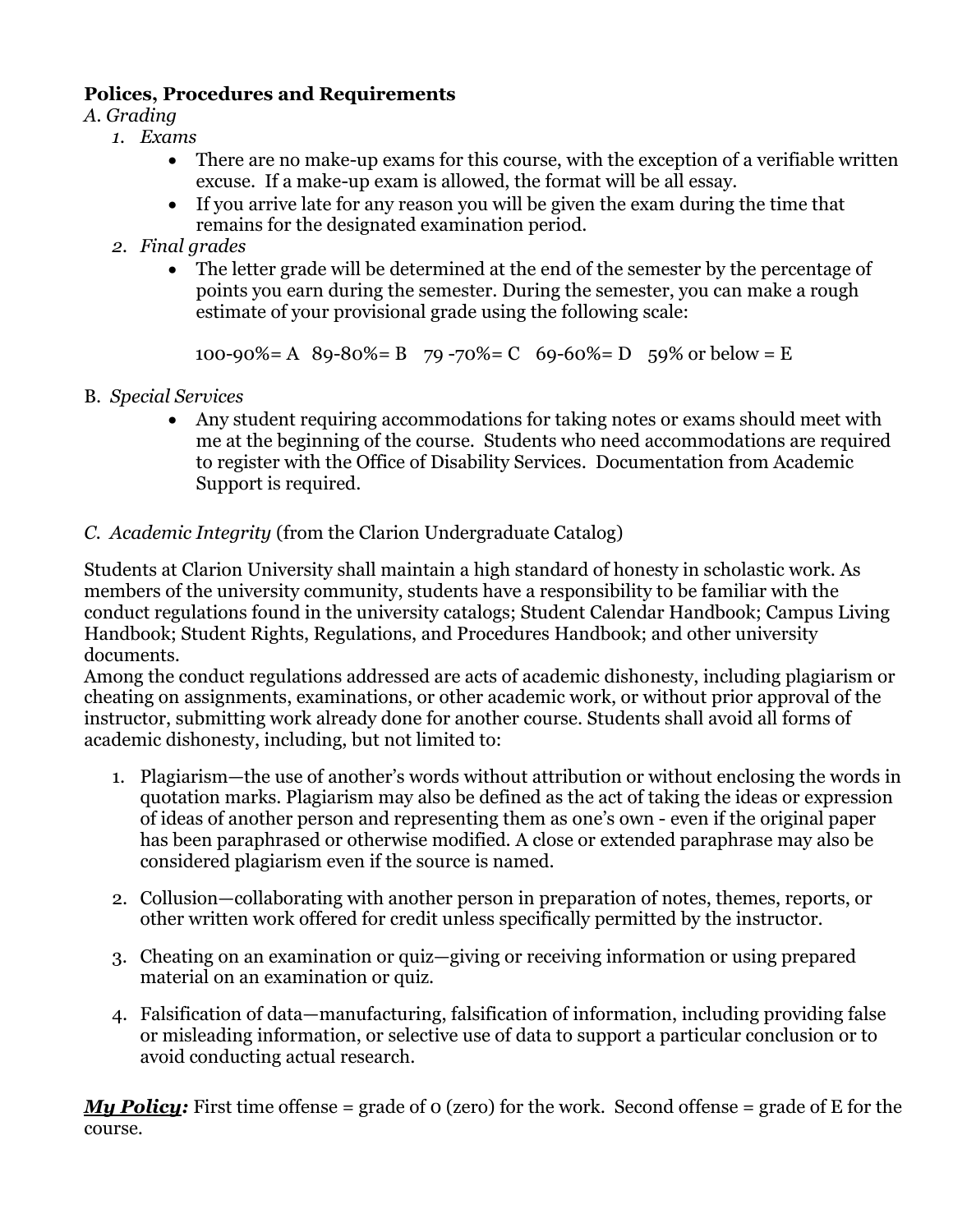**Polices, Procedures and Requirements**

*A. Grading*

1. *Exams*
   - There are no make-up exams for this course, with the exception of a verifiable written excuse. If a make-up exam is allowed, the format will be all essay.
   - If you arrive late for any reason you will be given the exam during the time that remains for the designated examination period.
2. *Final grades*
   - The letter grade will be determined at the end of the semester by the percentage of points you earn during the semester. During the semester, you can make a rough estimate of your provisional grade using the following scale:

     100-90%= A   89-80%= B   79 -70%= C   69-60%= D   59% or below = E

B. *Special Services*

- Any student requiring accommodations for taking notes or exams should meet with me at the beginning of the course. Students who need accommodations are required to register with the Office of Disability Services. Documentation from Academic Support is required.

*C. Academic Integrity* (from the Clarion Undergraduate Catalog)

Students at Clarion University shall maintain a high standard of honesty in scholastic work. As members of the university community, students have a responsibility to be familiar with the conduct regulations found in the university catalogs; Student Calendar Handbook; Campus Living Handbook; Student Rights, Regulations, and Procedures Handbook; and other university documents.

Among the conduct regulations addressed are acts of academic dishonesty, including plagiarism or cheating on assignments, examinations, or other academic work, or without prior approval of the instructor, submitting work already done for another course. Students shall avoid all forms of academic dishonesty, including, but not limited to:

1. Plagiarism—the use of another's words without attribution or without enclosing the words in quotation marks. Plagiarism may also be defined as the act of taking the ideas or expression of ideas of another person and representing them as one's own - even if the original paper has been paraphrased or otherwise modified. A close or extended paraphrase may also be considered plagiarism even if the source is named.

2. Collusion—collaborating with another person in preparation of notes, themes, reports, or other written work offered for credit unless specifically permitted by the instructor.

3. Cheating on an examination or quiz—giving or receiving information or using prepared material on an examination or quiz.

4. Falsification of data—manufacturing, falsification of information, including providing false or misleading information, or selective use of data to support a particular conclusion or to avoid conducting actual research.

***My Policy:*** First time offense = grade of 0 (zero) for the work. Second offense = grade of E for the course.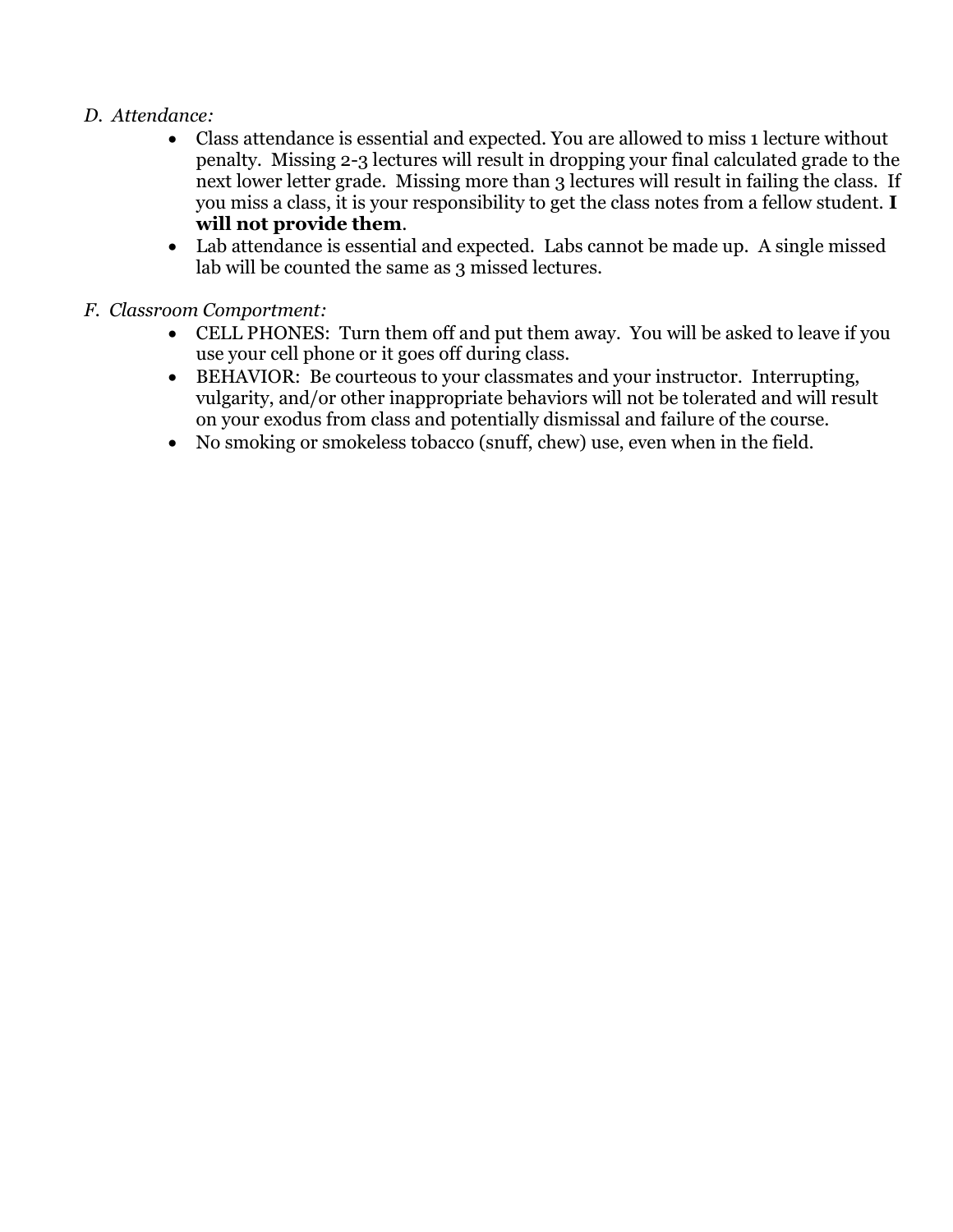*D. Attendance:*

- Class attendance is essential and expected. You are allowed to miss 1 lecture without penalty. Missing 2-3 lectures will result in dropping your final calculated grade to the next lower letter grade. Missing more than 3 lectures will result in failing the class. If you miss a class, it is your responsibility to get the class notes from a fellow student. **I will not provide them**.
- Lab attendance is essential and expected. Labs cannot be made up. A single missed lab will be counted the same as 3 missed lectures.

*F. Classroom Comportment:*

- CELL PHONES: Turn them off and put them away. You will be asked to leave if you use your cell phone or it goes off during class.
- BEHAVIOR: Be courteous to your classmates and your instructor. Interrupting, vulgarity, and/or other inappropriate behaviors will not be tolerated and will result on your exodus from class and potentially dismissal and failure of the course.
- No smoking or smokeless tobacco (snuff, chew) use, even when in the field.